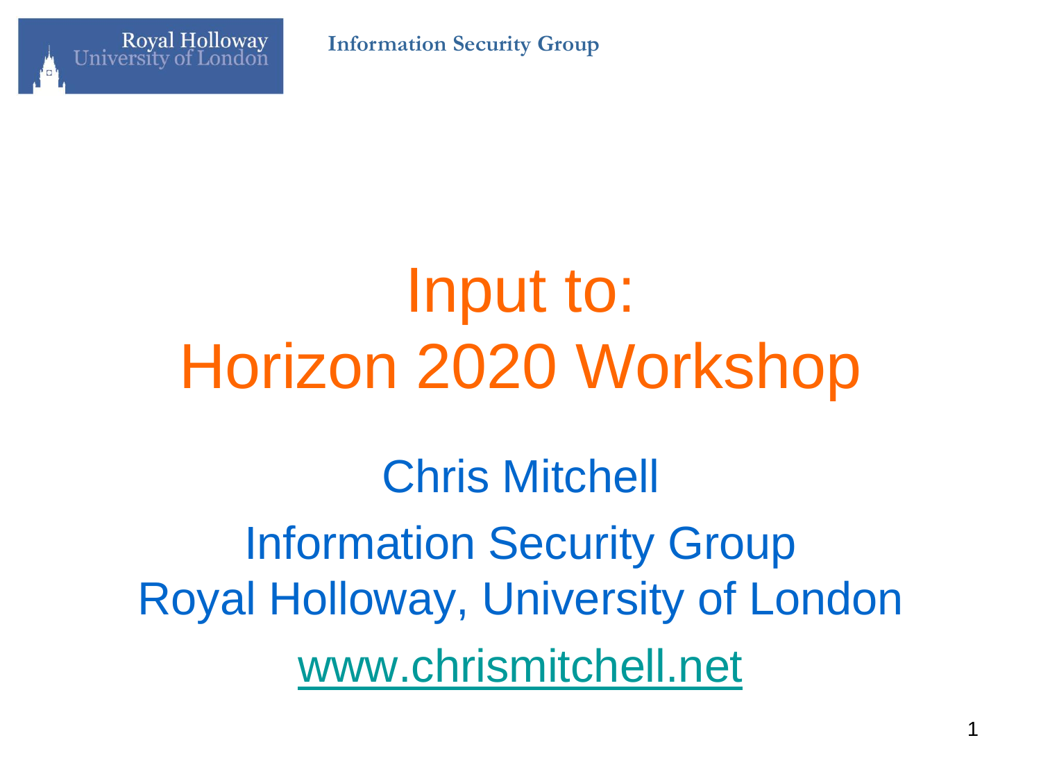# Input to:
# Horizon 2020 Workshop

Chris Mitchell

Information Security Group
Royal Holloway, University of London

www.chrismitchell.net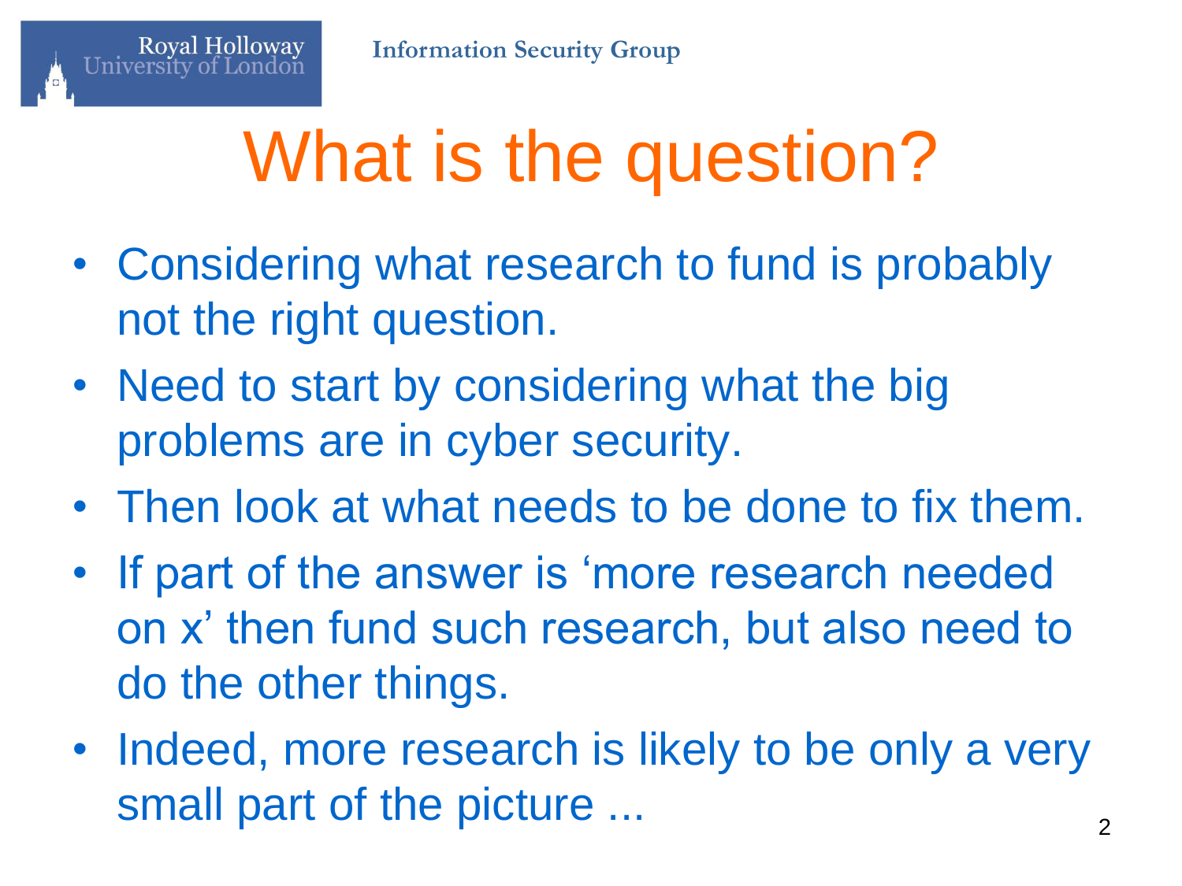# What is the question?

- Considering what research to fund is probably not the right question.
- Need to start by considering what the big problems are in cyber security.
- Then look at what needs to be done to fix them.
- If part of the answer is 'more research needed on x' then fund such research, but also need to do the other things.
- Indeed, more research is likely to be only a very small part of the picture ...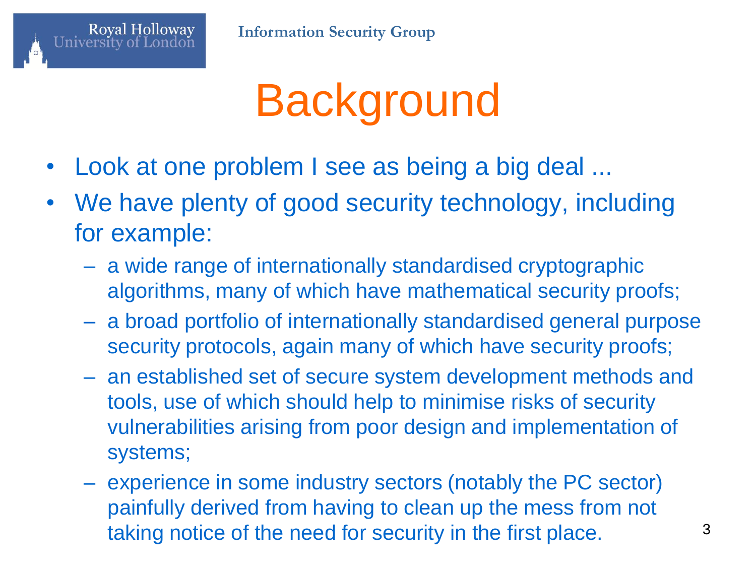# Background

- Look at one problem I see as being a big deal ...
- We have plenty of good security technology, including for example:
  - a wide range of internationally standardised cryptographic algorithms, many of which have mathematical security proofs;
  - a broad portfolio of internationally standardised general purpose security protocols, again many of which have security proofs;
  - an established set of secure system development methods and tools, use of which should help to minimise risks of security vulnerabilities arising from poor design and implementation of systems;
  - experience in some industry sectors (notably the PC sector) painfully derived from having to clean up the mess from not taking notice of the need for security in the first place.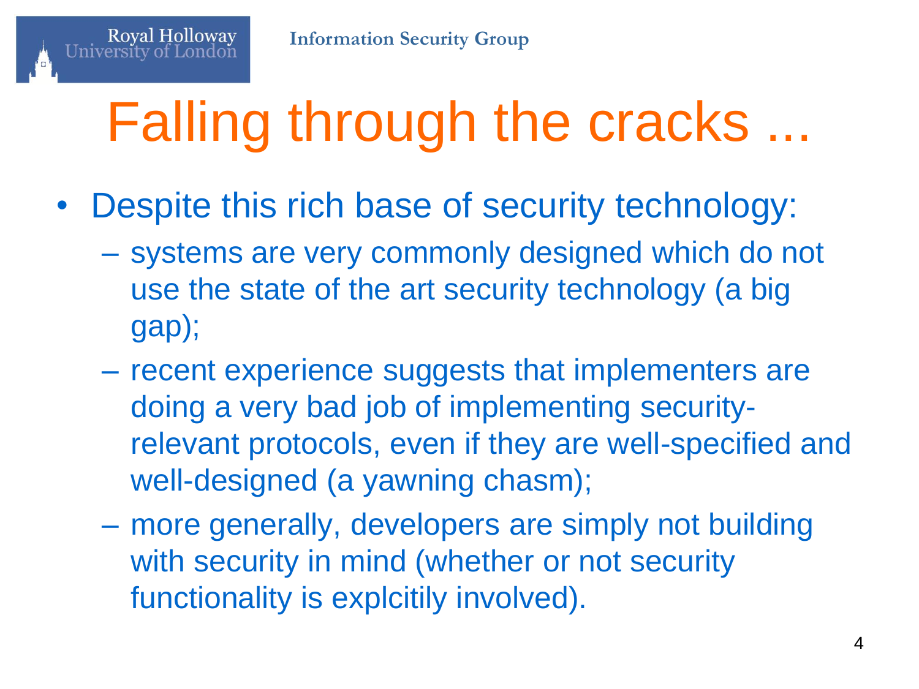# Falling through the cracks ...

- Despite this rich base of security technology:
  - systems are very commonly designed which do not use the state of the art security technology (a big gap);
  - recent experience suggests that implementers are doing a very bad job of implementing security-relevant protocols, even if they are well-specified and well-designed (a yawning chasm);
  - more generally, developers are simply not building with security in mind (whether or not security functionality is explcitily involved).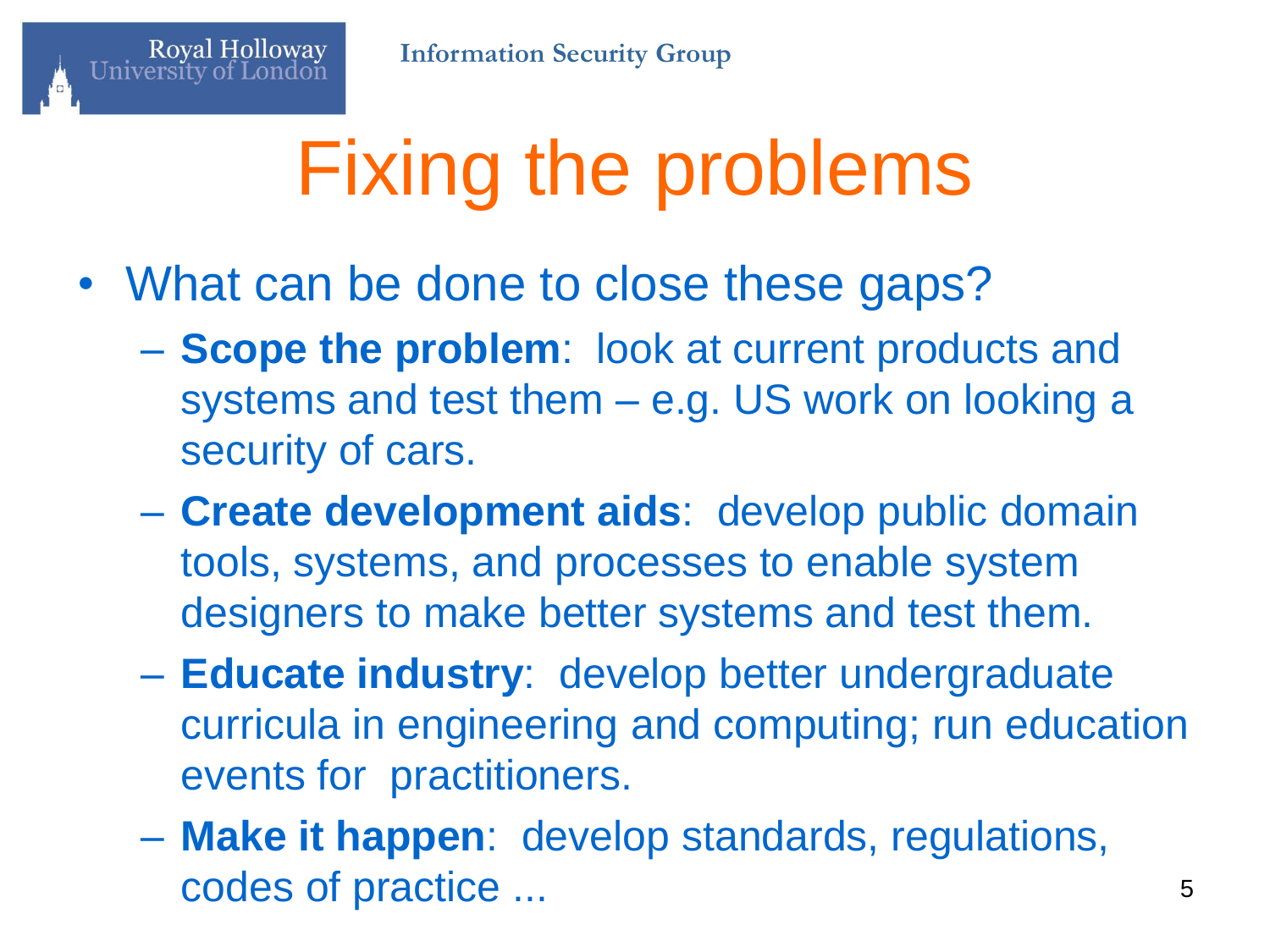# Fixing the problems

- What can be done to close these gaps?
  - **Scope the problem**: look at current products and systems and test them – e.g. US work on looking a security of cars.
  - **Create development aids**: develop public domain tools, systems, and processes to enable system designers to make better systems and test them.
  - **Educate industry**: develop better undergraduate curricula in engineering and computing; run education events for practitioners.
  - **Make it happen**: develop standards, regulations, codes of practice ...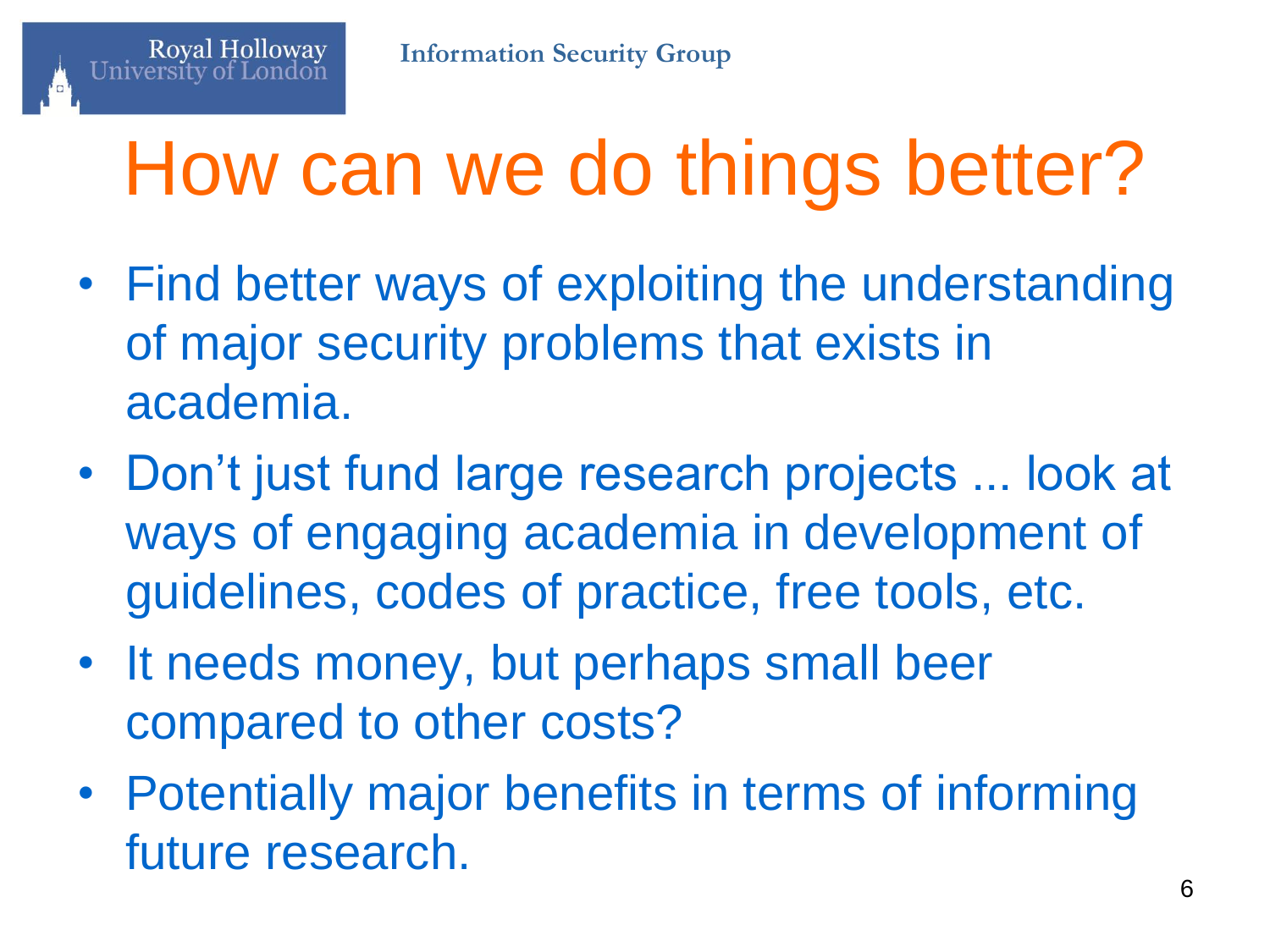# How can we do things better?

- Find better ways of exploiting the understanding of major security problems that exists in academia.
- Don't just fund large research projects ... look at ways of engaging academia in development of guidelines, codes of practice, free tools, etc.
- It needs money, but perhaps small beer compared to other costs?
- Potentially major benefits in terms of informing future research.